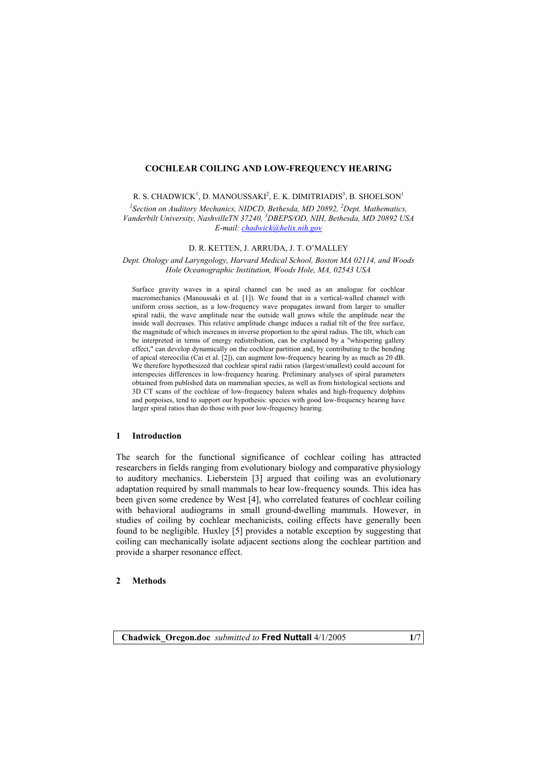# COCHLEAR COILING AND LOW-FREQUENCY HEARING

R. S. CHADWICK[1], D. MANOUSSAKI[2], E. K. DIMITRIADIS[3], B. SHOELSON[1]

[1]*Section on Auditory Mechanics, NIDCD, Bethesda, MD 20892,* [2]*Dept. Mathematics, Vanderbilt University, NashvilleTN 37240,* [3]*DBEPS/OD, NIH, Bethesda, MD 20892 USA*
*E-mail: chadwick@helix.nih.gov*

D. R. KETTEN, J. ARRUDA, J. T. O'MALLEY

*Dept. Otology and Laryngology, Harvard Medical School, Boston MA 02114, and Woods Hole Oceanographic Institution, Woods Hole, MA, 02543 USA*

Surface gravity waves in a spiral channel can be used as an analogue for cochlear macromechanics (Manoussaki et al. [1]). We found that in a vertical-walled channel with uniform cross section, as a low-frequency wave propagates inward from larger to smaller spiral radii, the wave amplitude near the outside wall grows while the amplitude near the inside wall decreases. This relative amplitude change induces a radial tilt of the free surface, the magnitude of which increases in inverse proportion to the spiral radius. The tilt, which can be interpreted in terms of energy redistribution, can be explained by a "whispering gallery effect," can develop dynamically on the cochlear partition and, by contributing to the bending of apical stereocilia (Cai et al. [2]), can augment low-frequency hearing by as much as 20 dB. We therefore hypothesized that cochlear spiral radii ratios (largest/smallest) could account for interspecies differences in low-frequency hearing. Preliminary analyses of spiral parameters obtained from published data on mammalian species, as well as from histological sections and 3D CT scans of the cochleae of low-frequency baleen whales and high-frequency dolphins and porpoises, tend to support our hypothesis: species with good low-frequency hearing have larger spiral ratios than do those with poor low-frequency hearing.

## 1 Introduction

The search for the functional significance of cochlear coiling has attracted researchers in fields ranging from evolutionary biology and comparative physiology to auditory mechanics. Lieberstein [3] argued that coiling was an evolutionary adaptation required by small mammals to hear low-frequency sounds. This idea has been given some credence by West [4], who correlated features of cochlear coiling with behavioral audiograms in small ground-dwelling mammals. However, in studies of coiling by cochlear mechanicists, coiling effects have generally been found to be negligible. Huxley [5] provides a notable exception by suggesting that coiling can mechanically isolate adjacent sections along the cochlear partition and provide a sharper resonance effect.

## 2 Methods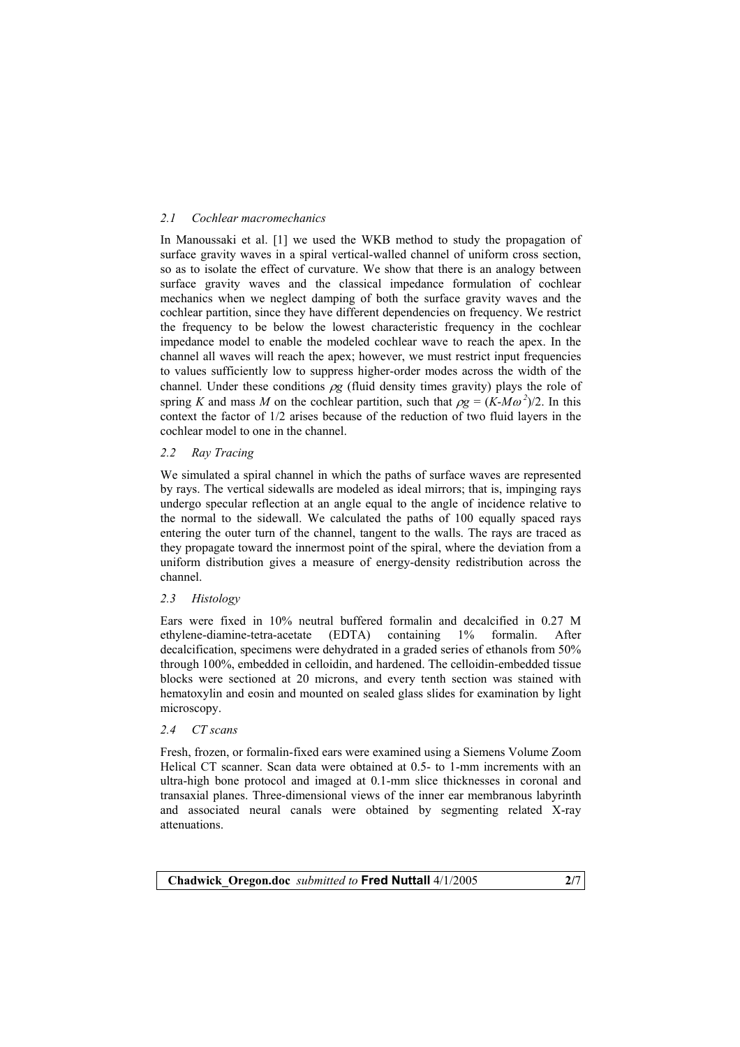### *2.1 Cochlear macromechanics*

In Manoussaki et al. [1] we used the WKB method to study the propagation of surface gravity waves in a spiral vertical-walled channel of uniform cross section, so as to isolate the effect of curvature. We show that there is an analogy between surface gravity waves and the classical impedance formulation of cochlear mechanics when we neglect damping of both the surface gravity waves and the cochlear partition, since they have different dependencies on frequency. We restrict the frequency to be below the lowest characteristic frequency in the cochlear impedance model to enable the modeled cochlear wave to reach the apex. In the channel all waves will reach the apex; however, we must restrict input frequencies to values sufficiently low to suppress higher-order modes across the width of the channel. Under these conditions $\rho g$ (fluid density times gravity) plays the role of spring $K$ and mass $M$ on the cochlear partition, such that $\rho g = (K\text{-}M\omega^2)/2$. In this context the factor of 1/2 arises because of the reduction of two fluid layers in the cochlear model to one in the channel.

### *2.2 Ray Tracing*

We simulated a spiral channel in which the paths of surface waves are represented by rays. The vertical sidewalls are modeled as ideal mirrors; that is, impinging rays undergo specular reflection at an angle equal to the angle of incidence relative to the normal to the sidewall. We calculated the paths of 100 equally spaced rays entering the outer turn of the channel, tangent to the walls. The rays are traced as they propagate toward the innermost point of the spiral, where the deviation from a uniform distribution gives a measure of energy-density redistribution across the channel.

### *2.3 Histology*

Ears were fixed in 10% neutral buffered formalin and decalcified in 0.27 M ethylene-diamine-tetra-acetate (EDTA) containing 1% formalin. After decalcification, specimens were dehydrated in a graded series of ethanols from 50% through 100%, embedded in celloidin, and hardened. The celloidin-embedded tissue blocks were sectioned at 20 microns, and every tenth section was stained with hematoxylin and eosin and mounted on sealed glass slides for examination by light microscopy.

### *2.4 CT scans*

Fresh, frozen, or formalin-fixed ears were examined using a Siemens Volume Zoom Helical CT scanner. Scan data were obtained at 0.5- to 1-mm increments with an ultra-high bone protocol and imaged at 0.1-mm slice thicknesses in coronal and transaxial planes. Three-dimensional views of the inner ear membranous labyrinth and associated neural canals were obtained by segmenting related X-ray attenuations.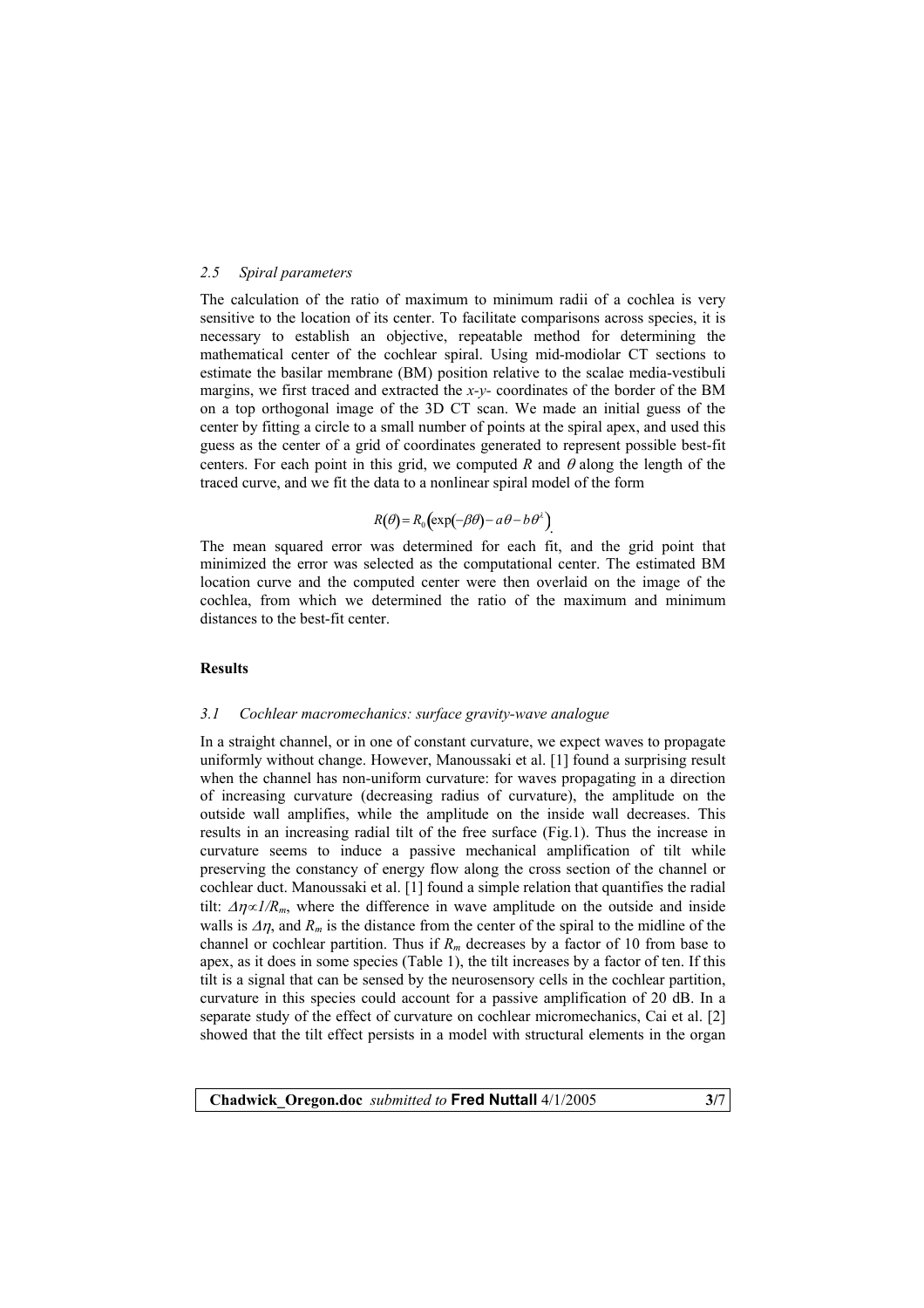### 2.5 Spiral parameters

The calculation of the ratio of maximum to minimum radii of a cochlea is very sensitive to the location of its center. To facilitate comparisons across species, it is necessary to establish an objective, repeatable method for determining the mathematical center of the cochlear spiral. Using mid-modiolar CT sections to estimate the basilar membrane (BM) position relative to the scalae media-vestibuli margins, we first traced and extracted the *x-y-* coordinates of the border of the BM on a top orthogonal image of the 3D CT scan. We made an initial guess of the center by fitting a circle to a small number of points at the spiral apex, and used this guess as the center of a grid of coordinates generated to represent possible best-fit centers. For each point in this grid, we computed $R$ and $\theta$ along the length of the traced curve, and we fit the data to a nonlinear spiral model of the form

$$R(\theta) = R_0\left(\exp(-\beta\theta) - a\theta - b\theta^{k}\right).$$

The mean squared error was determined for each fit, and the grid point that minimized the error was selected as the computational center. The estimated BM location curve and the computed center were then overlaid on the image of the cochlea, from which we determined the ratio of the maximum and minimum distances to the best-fit center.

## Results

### 3.1 Cochlear macromechanics: surface gravity-wave analogue

In a straight channel, or in one of constant curvature, we expect waves to propagate uniformly without change. However, Manoussaki et al. [1] found a surprising result when the channel has non-uniform curvature: for waves propagating in a direction of increasing curvature (decreasing radius of curvature), the amplitude on the outside wall amplifies, while the amplitude on the inside wall decreases. This results in an increasing radial tilt of the free surface (Fig.1). Thus the increase in curvature seems to induce a passive mechanical amplification of tilt while preserving the constancy of energy flow along the cross section of the channel or cochlear duct. Manoussaki et al. [1] found a simple relation that quantifies the radial tilt: $\Delta\eta \propto 1/R_m$, where the difference in wave amplitude on the outside and inside walls is $\Delta\eta$, and $R_m$ is the distance from the center of the spiral to the midline of the channel or cochlear partition. Thus if $R_m$ decreases by a factor of 10 from base to apex, as it does in some species (Table 1), the tilt increases by a factor of ten. If this tilt is a signal that can be sensed by the neurosensory cells in the cochlear partition, curvature in this species could account for a passive amplification of 20 dB. In a separate study of the effect of curvature on cochlear micromechanics, Cai et al. [2] showed that the tilt effect persists in a model with structural elements in the organ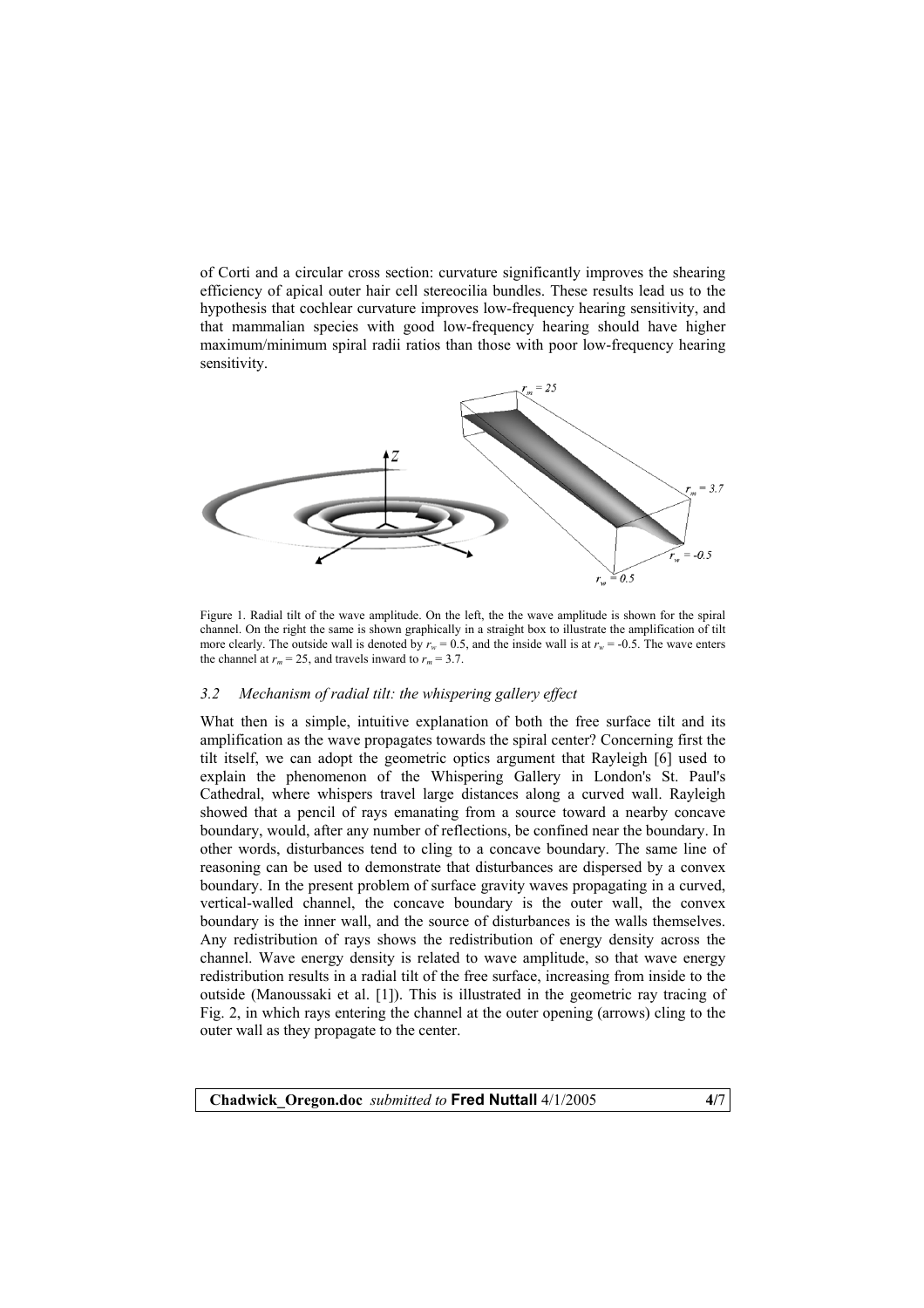of Corti and a circular cross section: curvature significantly improves the shearing efficiency of apical outer hair cell stereocilia bundles. These results lead us to the hypothesis that cochlear curvature improves low-frequency hearing sensitivity, and that mammalian species with good low-frequency hearing should have higher maximum/minimum spiral radii ratios than those with poor low-frequency hearing sensitivity.

Figure 1. Radial tilt of the wave amplitude. On the left, the the wave amplitude is shown for the spiral channel. On the right the same is shown graphically in a straight box to illustrate the amplification of tilt more clearly. The outside wall is denoted by $r_w = 0.5$, and the inside wall is at $r_w = -0.5$. The wave enters the channel at $r_m = 25$, and travels inward to $r_m = 3.7$.

### *3.2 Mechanism of radial tilt: the whispering gallery effect*

What then is a simple, intuitive explanation of both the free surface tilt and its amplification as the wave propagates towards the spiral center? Concerning first the tilt itself, we can adopt the geometric optics argument that Rayleigh [6] used to explain the phenomenon of the Whispering Gallery in London's St. Paul's Cathedral, where whispers travel large distances along a curved wall. Rayleigh showed that a pencil of rays emanating from a source toward a nearby concave boundary, would, after any number of reflections, be confined near the boundary. In other words, disturbances tend to cling to a concave boundary. The same line of reasoning can be used to demonstrate that disturbances are dispersed by a convex boundary. In the present problem of surface gravity waves propagating in a curved, vertical-walled channel, the concave boundary is the outer wall, the convex boundary is the inner wall, and the source of disturbances is the walls themselves. Any redistribution of rays shows the redistribution of energy density across the channel. Wave energy density is related to wave amplitude, so that wave energy redistribution results in a radial tilt of the free surface, increasing from inside to the outside (Manoussaki et al. [1]). This is illustrated in the geometric ray tracing of Fig. 2, in which rays entering the channel at the outer opening (arrows) cling to the outer wall as they propagate to the center.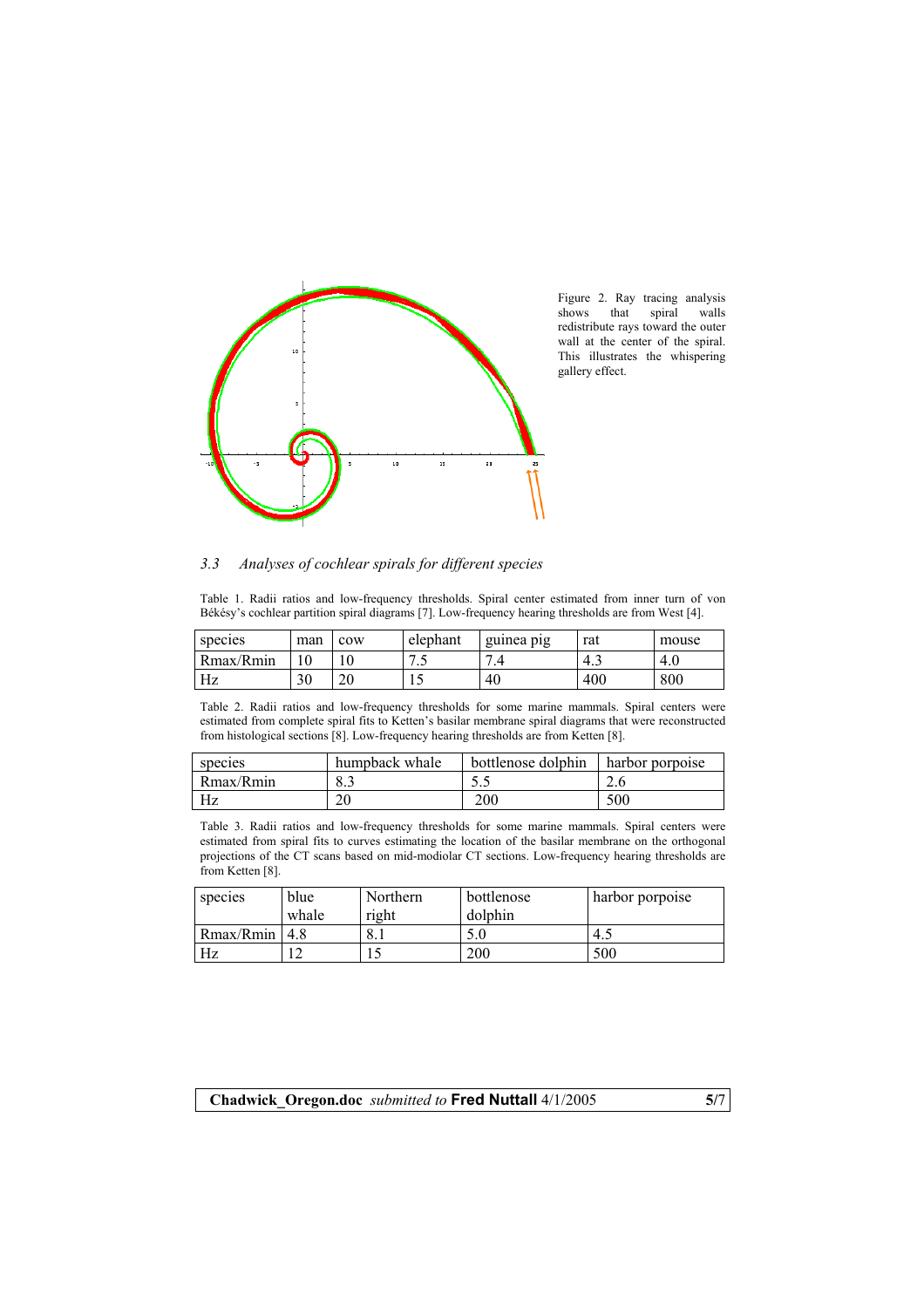Figure 2. Ray tracing analysis shows that spiral walls redistribute rays toward the outer wall at the center of the spiral. This illustrates the whispering gallery effect.

### *3.3 Analyses of cochlear spirals for different species*

Table 1. Radii ratios and low-frequency thresholds. Spiral center estimated from inner turn of von Békésy's cochlear partition spiral diagrams [7]. Low-frequency hearing thresholds are from West [4].

| species | man | cow | elephant | guinea pig | rat | mouse |
|---|---|---|---|---|---|---|
| Rmax/Rmin | 10 | 10 | 7.5 | 7.4 | 4.3 | 4.0 |
| Hz | 30 | 20 | 15 | 40 | 400 | 800 |

Table 2. Radii ratios and low-frequency thresholds for some marine mammals. Spiral centers were estimated from complete spiral fits to Ketten's basilar membrane spiral diagrams that were reconstructed from histological sections [8]. Low-frequency hearing thresholds are from Ketten [8].

| species | humpback whale | bottlenose dolphin | harbor porpoise |
|---|---|---|---|
| Rmax/Rmin | 8.3 | 5.5 | 2.6 |
| Hz | 20 | 200 | 500 |

Table 3. Radii ratios and low-frequency thresholds for some marine mammals. Spiral centers were estimated from spiral fits to curves estimating the location of the basilar membrane on the orthogonal projections of the CT scans based on mid-modiolar CT sections. Low-frequency hearing thresholds are from Ketten [8].

| species | blue whale | Northern right | bottlenose dolphin | harbor porpoise |
|---|---|---|---|---|
| Rmax/Rmin | 4.8 | 8.1 | 5.0 | 4.5 |
| Hz | 12 | 15 | 200 | 500 |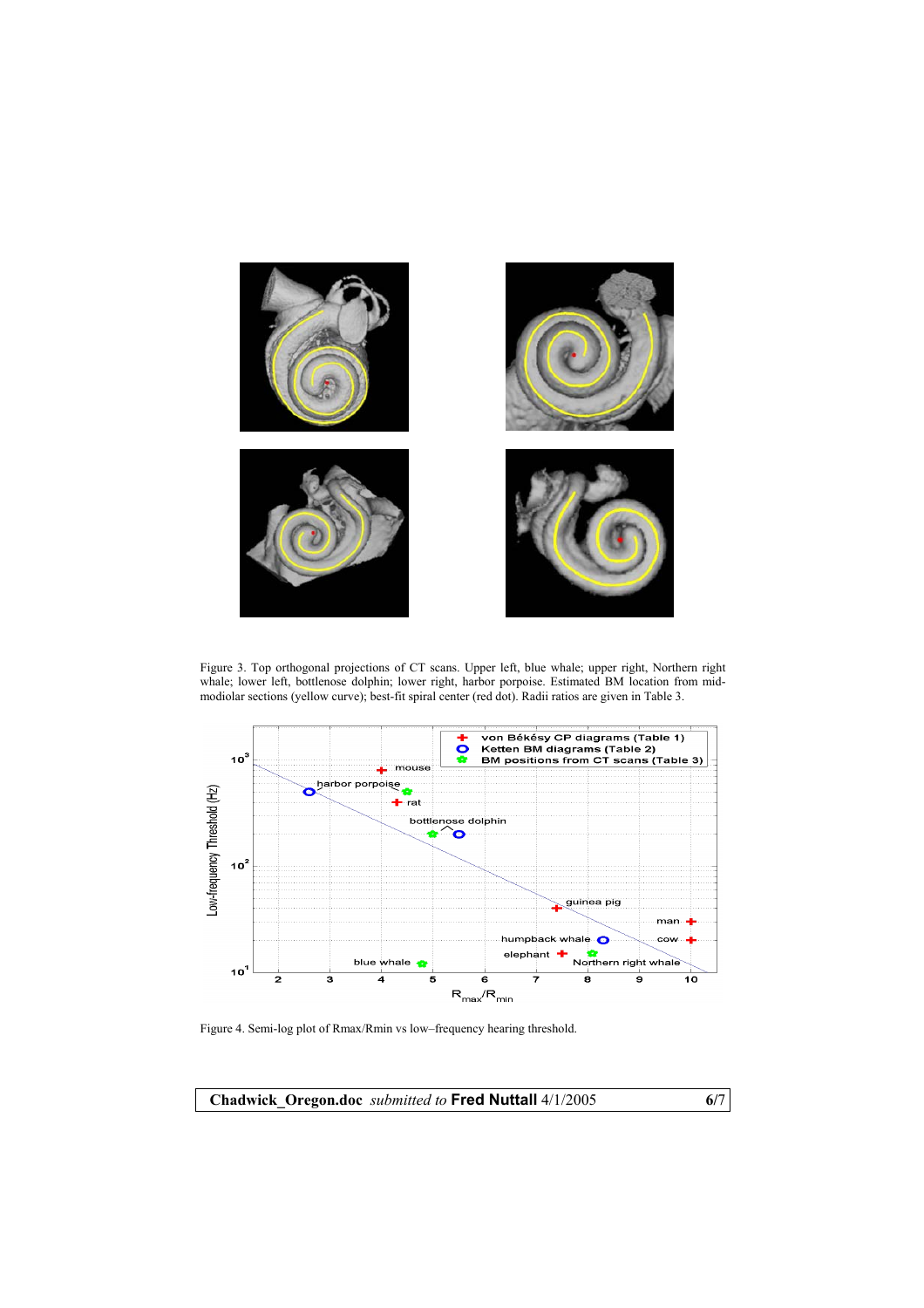Figure 3. Top orthogonal projections of CT scans. Upper left, blue whale; upper right, Northern right whale; lower left, bottlenose dolphin; lower right, harbor porpoise. Estimated BM location from mid-modiolar sections (yellow curve); best-fit spiral center (red dot). Radii ratios are given in Table 3.

Figure 4. Semi-log plot of Rmax/Rmin vs low–frequency hearing threshold.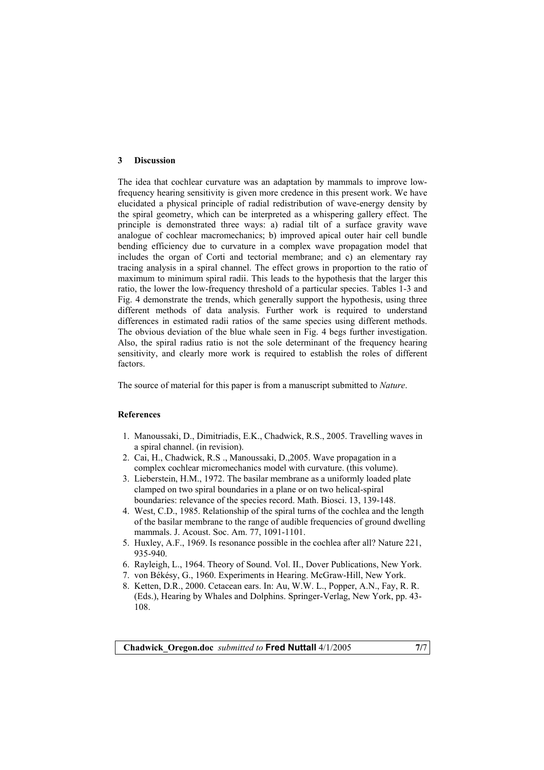## 3 Discussion

The idea that cochlear curvature was an adaptation by mammals to improve low-frequency hearing sensitivity is given more credence in this present work. We have elucidated a physical principle of radial redistribution of wave-energy density by the spiral geometry, which can be interpreted as a whispering gallery effect. The principle is demonstrated three ways: a) radial tilt of a surface gravity wave analogue of cochlear macromechanics; b) improved apical outer hair cell bundle bending efficiency due to curvature in a complex wave propagation model that includes the organ of Corti and tectorial membrane; and c) an elementary ray tracing analysis in a spiral channel. The effect grows in proportion to the ratio of maximum to minimum spiral radii. This leads to the hypothesis that the larger this ratio, the lower the low-frequency threshold of a particular species. Tables 1-3 and Fig. 4 demonstrate the trends, which generally support the hypothesis, using three different methods of data analysis. Further work is required to understand differences in estimated radii ratios of the same species using different methods. The obvious deviation of the blue whale seen in Fig. 4 begs further investigation. Also, the spiral radius ratio is not the sole determinant of the frequency hearing sensitivity, and clearly more work is required to establish the roles of different factors.

The source of material for this paper is from a manuscript submitted to *Nature*.

### References

1. Manoussaki, D., Dimitriadis, E.K., Chadwick, R.S., 2005. Travelling waves in a spiral channel. (in revision).
2. Cai, H., Chadwick, R.S ., Manoussaki, D.,2005. Wave propagation in a complex cochlear micromechanics model with curvature. (this volume).
3. Lieberstein, H.M., 1972. The basilar membrane as a uniformly loaded plate clamped on two spiral boundaries in a plane or on two helical-spiral boundaries: relevance of the species record. Math. Biosci. 13, 139-148.
4. West, C.D., 1985. Relationship of the spiral turns of the cochlea and the length of the basilar membrane to the range of audible frequencies of ground dwelling mammals. J. Acoust. Soc. Am. 77, 1091-1101.
5. Huxley, A.F., 1969. Is resonance possible in the cochlea after all? Nature 221, 935-940.
6. Rayleigh, L., 1964. Theory of Sound. Vol. II., Dover Publications, New York.
7. von Békésy, G., 1960. Experiments in Hearing. McGraw-Hill, New York.
8. Ketten, D.R., 2000. Cetacean ears. In: Au, W.W. L., Popper, A.N., Fay, R. R. (Eds.), Hearing by Whales and Dolphins. Springer-Verlag, New York, pp. 43-108.